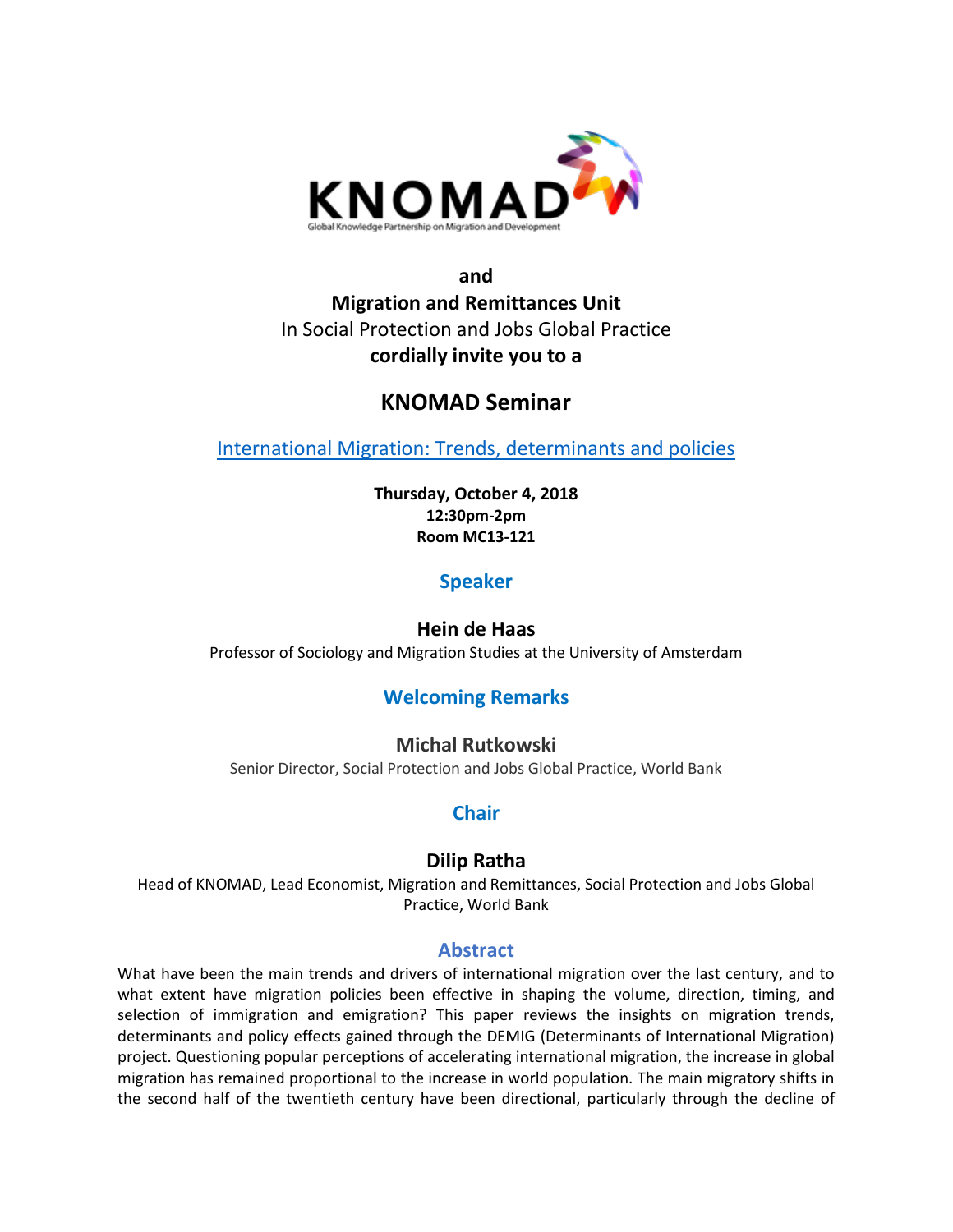KNOMAD

Global Knowledge Partnership on Migration and Development

**and**

**Migration and Remittances Unit**

In Social Protection and Jobs Global Practice

**cordially invite you to a**

# KNOMAD Seminar

[International Migration: Trends, determinants and policies]

**Thursday, October 4, 2018**
**12:30pm-2pm**
**Room MC13-121**

## Speaker

**Hein de Haas**

Professor of Sociology and Migration Studies at the University of Amsterdam

## Welcoming Remarks

**Michal Rutkowski**

Senior Director, Social Protection and Jobs Global Practice, World Bank

## Chair

**Dilip Ratha**

Head of KNOMAD, Lead Economist, Migration and Remittances, Social Protection and Jobs Global Practice, World Bank

## Abstract

What have been the main trends and drivers of international migration over the last century, and to what extent have migration policies been effective in shaping the volume, direction, timing, and selection of immigration and emigration? This paper reviews the insights on migration trends, determinants and policy effects gained through the DEMIG (Determinants of International Migration) project. Questioning popular perceptions of accelerating international migration, the increase in global migration has remained proportional to the increase in world population. The main migratory shifts in the second half of the twentieth century have been directional, particularly through the decline of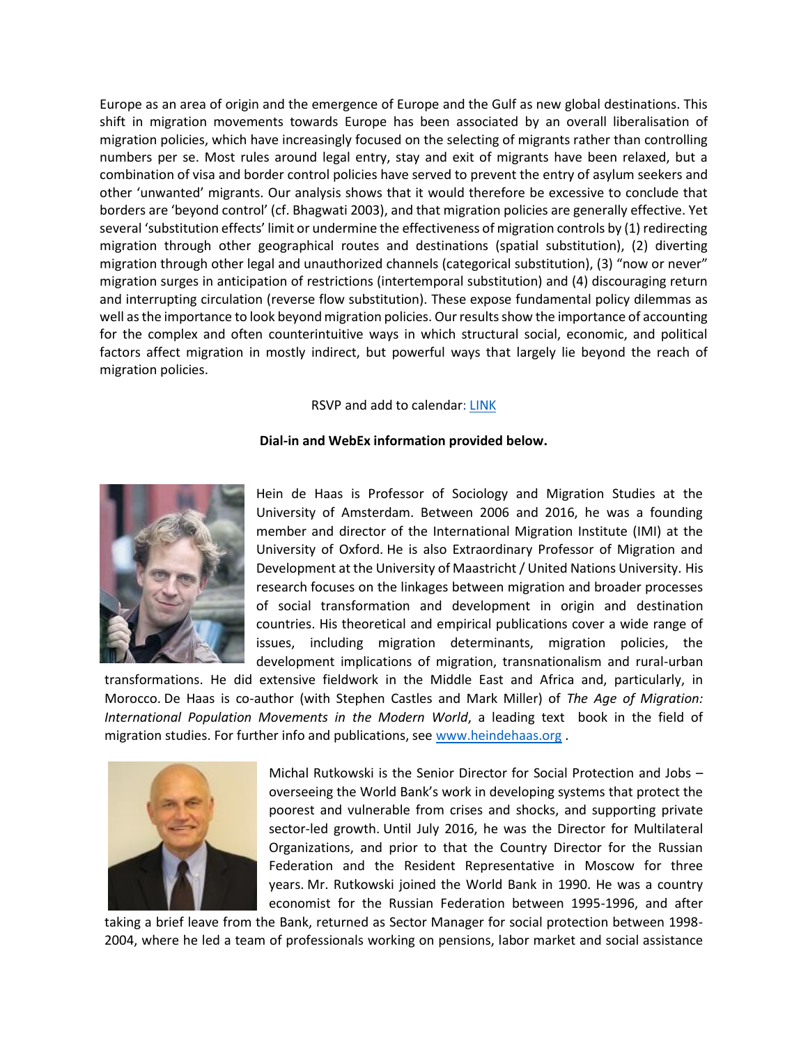Europe as an area of origin and the emergence of Europe and the Gulf as new global destinations. This shift in migration movements towards Europe has been associated by an overall liberalisation of migration policies, which have increasingly focused on the selecting of migrants rather than controlling numbers per se. Most rules around legal entry, stay and exit of migrants have been relaxed, but a combination of visa and border control policies have served to prevent the entry of asylum seekers and other 'unwanted' migrants. Our analysis shows that it would therefore be excessive to conclude that borders are 'beyond control' (cf. Bhagwati 2003), and that migration policies are generally effective. Yet several 'substitution effects' limit or undermine the effectiveness of migration controls by (1) redirecting migration through other geographical routes and destinations (spatial substitution), (2) diverting migration through other legal and unauthorized channels (categorical substitution), (3) "now or never" migration surges in anticipation of restrictions (intertemporal substitution) and (4) discouraging return and interrupting circulation (reverse flow substitution). These expose fundamental policy dilemmas as well as the importance to look beyond migration policies. Our results show the importance of accounting for the complex and often counterintuitive ways in which structural social, economic, and political factors affect migration in mostly indirect, but powerful ways that largely lie beyond the reach of migration policies.

RSVP and add to calendar: [LINK]()

**Dial-in and WebEx information provided below.**

Hein de Haas is Professor of Sociology and Migration Studies at the University of Amsterdam. Between 2006 and 2016, he was a founding member and director of the International Migration Institute (IMI) at the University of Oxford. He is also Extraordinary Professor of Migration and Development at the University of Maastricht / United Nations University. His research focuses on the linkages between migration and broader processes of social transformation and development in origin and destination countries. His theoretical and empirical publications cover a wide range of issues, including migration determinants, migration policies, the development implications of migration, transnationalism and rural-urban transformations. He did extensive fieldwork in the Middle East and Africa and, particularly, in Morocco. De Haas is co-author (with Stephen Castles and Mark Miller) of *The Age of Migration: International Population Movements in the Modern World*, a leading text book in the field of migration studies. For further info and publications, see [www.heindehaas.org](www.heindehaas.org) .

Michal Rutkowski is the Senior Director for Social Protection and Jobs – overseeing the World Bank's work in developing systems that protect the poorest and vulnerable from crises and shocks, and supporting private sector-led growth. Until July 2016, he was the Director for Multilateral Organizations, and prior to that the Country Director for the Russian Federation and the Resident Representative in Moscow for three years. Mr. Rutkowski joined the World Bank in 1990. He was a country economist for the Russian Federation between 1995-1996, and after taking a brief leave from the Bank, returned as Sector Manager for social protection between 1998-2004, where he led a team of professionals working on pensions, labor market and social assistance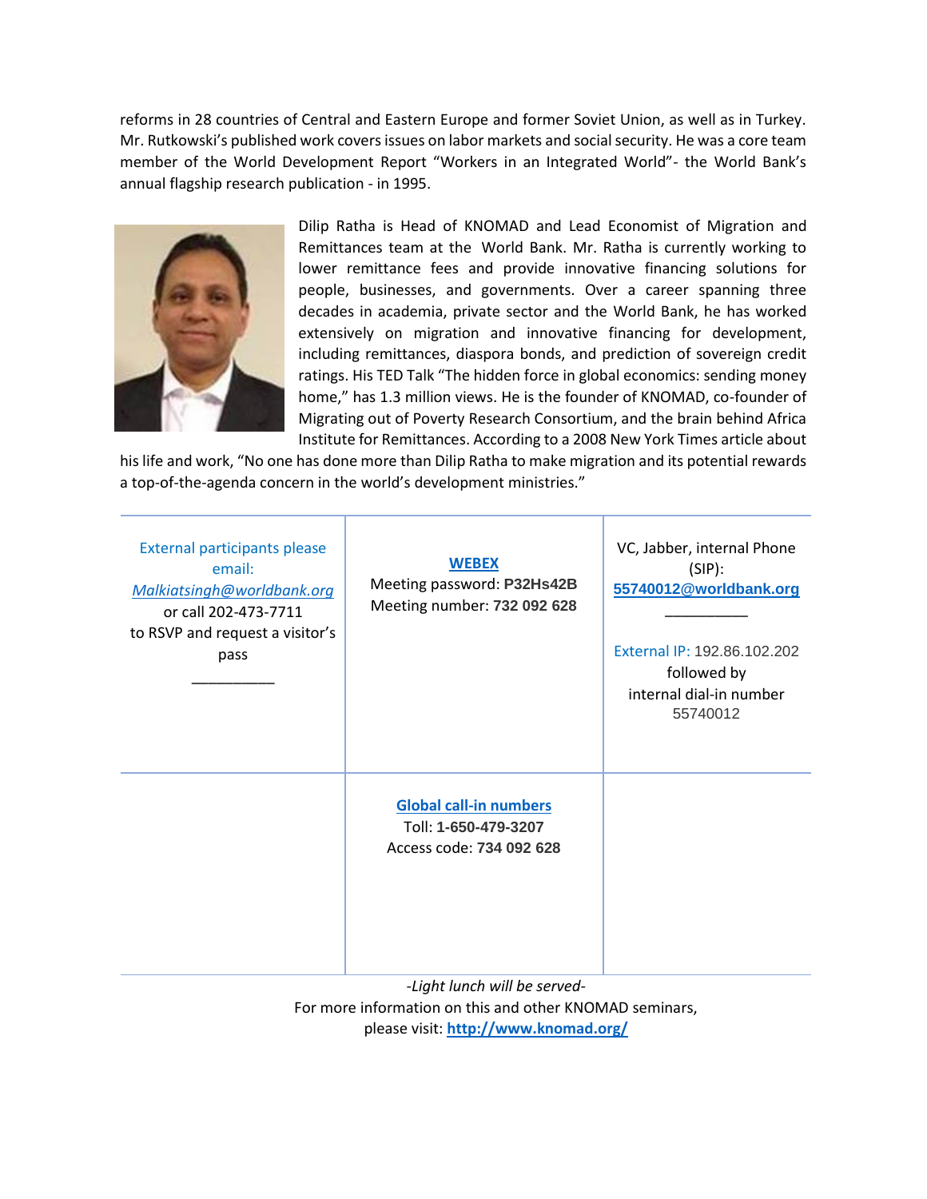reforms in 28 countries of Central and Eastern Europe and former Soviet Union, as well as in Turkey. Mr. Rutkowski's published work covers issues on labor markets and social security. He was a core team member of the World Development Report "Workers in an Integrated World"- the World Bank's annual flagship research publication - in 1995.

Dilip Ratha is Head of KNOMAD and Lead Economist of Migration and Remittances team at the World Bank. Mr. Ratha is currently working to lower remittance fees and provide innovative financing solutions for people, businesses, and governments. Over a career spanning three decades in academia, private sector and the World Bank, he has worked extensively on migration and innovative financing for development, including remittances, diaspora bonds, and prediction of sovereign credit ratings. His TED Talk "The hidden force in global economics: sending money home," has 1.3 million views. He is the founder of KNOMAD, co-founder of Migrating out of Poverty Research Consortium, and the brain behind Africa Institute for Remittances. According to a 2008 New York Times article about his life and work, "No one has done more than Dilip Ratha to make migration and its potential rewards a top-of-the-agenda concern in the world's development ministries."

| | | |
|---|---|---|
| External participants please email: *Malkiatsingh@worldbank.org* or call 202-473-7711 to RSVP and request a visitor's pass<br>__________ | **WEBEX**<br>Meeting password: **P32Hs42B**<br>Meeting number: **732 092 628** | VC, Jabber, internal Phone (SIP):<br>**55740012@worldbank.org**<br>__________<br>External IP: 192.86.102.202 followed by internal dial-in number 55740012 |
| | **Global call-in numbers**<br>Toll: **1-650-479-3207**<br>Access code: **734 092 628** | |

*-Light lunch will be served-*

For more information on this and other KNOMAD seminars, please visit: **http://www.knomad.org/**